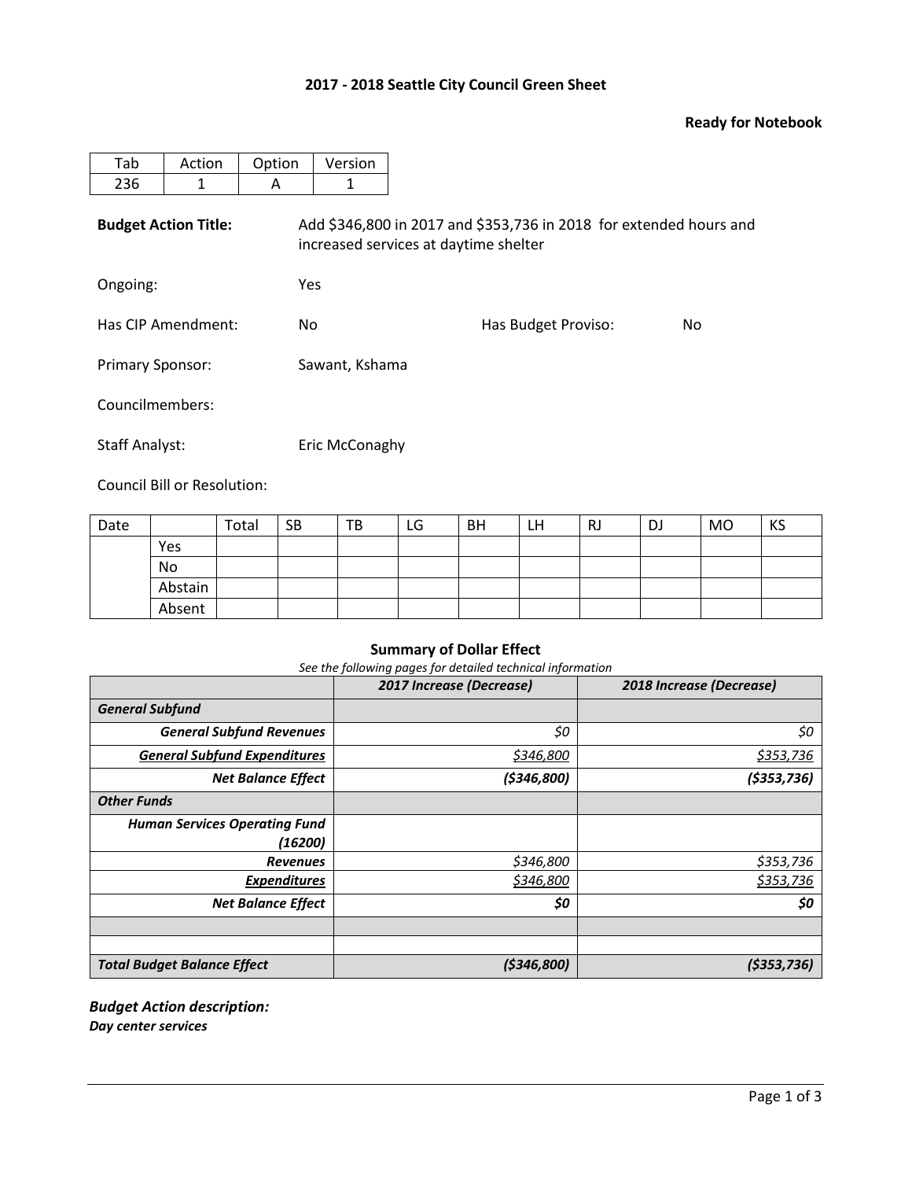# 2017 - 2018 Seattle City Council Green Sheet

**Ready for Notebook**

| Tab | Action | Option | Version |
|---|---|---|---|
| 236 | 1 | A | 1 |

**Budget Action Title:** Add $346,800 in 2017 and $353,736 in 2018 for extended hours and increased services at daytime shelter

Ongoing: Yes

Has CIP Amendment: No Has Budget Proviso: No

Primary Sponsor: Sawant, Kshama

Councilmembers:

Staff Analyst: Eric McConaghy

Council Bill or Resolution:

| Date | | Total | SB | TB | LG | BH | LH | RJ | DJ | MO | KS |
|---|---|---|---|---|---|---|---|---|---|---|---|
| | Yes | | | | | | | | | | |
| | No | | | | | | | | | | |
| | Abstain | | | | | | | | | | |
| | Absent | | | | | | | | | | |

**Summary of Dollar Effect**

*See the following pages for detailed technical information*

| | *2017 Increase (Decrease)* | *2018 Increase (Decrease)* |
|---|---|---|
| ***General Subfund*** | | |
| ***General Subfund Revenues*** | *$0* | *$0* |
| ***General Subfund Expenditures*** | *$346,800* | *$353,736* |
| ***Net Balance Effect*** | ***($346,800)*** | ***($353,736)*** |
| ***Other Funds*** | | |
| ***Human Services Operating Fund (16200)*** | | |
| ***Revenues*** | *$346,800* | *$353,736* |
| ***Expenditures*** | *$346,800* | *$353,736* |
| ***Net Balance Effect*** | ***$0*** | ***$0*** |
| | | |
| | | |
| ***Total Budget Balance Effect*** | ***($346,800)*** | ***($353,736)*** |

***Budget Action description:***

***Day center services***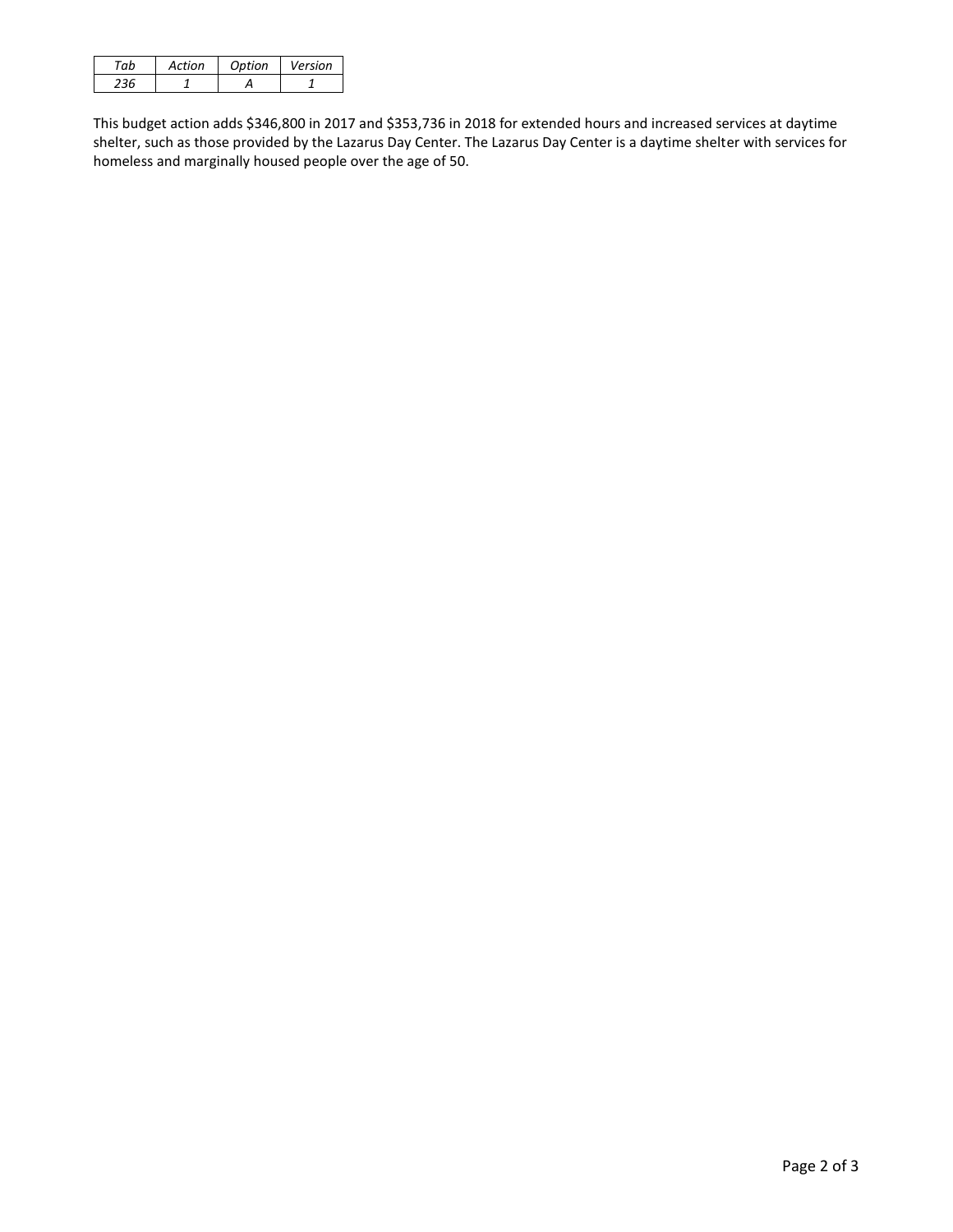| *Tab* | *Action* | *Option* | *Version* |
|---|---|---|---|
| *236* | *1* | *A* | *1* |

This budget action adds $346,800 in 2017 and $353,736 in 2018 for extended hours and increased services at daytime shelter, such as those provided by the Lazarus Day Center. The Lazarus Day Center is a daytime shelter with services for homeless and marginally housed people over the age of 50.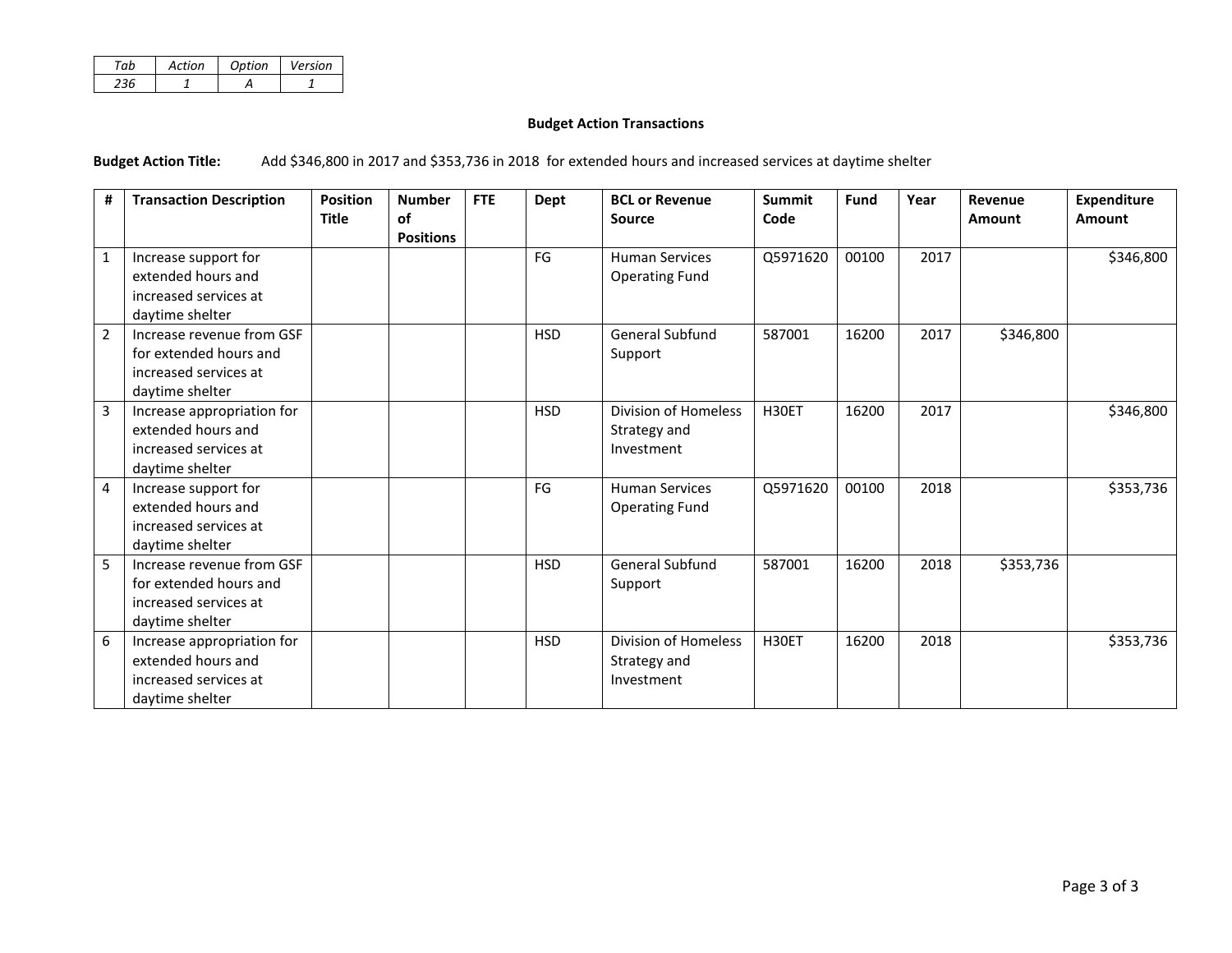| Tab | Action | Option | Version |
|---|---|---|---|
| 236 | 1 | A | 1 |

**Budget Action Transactions**

**Budget Action Title:** Add $346,800 in 2017 and $353,736 in 2018 for extended hours and increased services at daytime shelter

| # | Transaction Description | Position Title | Number of Positions | FTE | Dept | BCL or Revenue Source | Summit Code | Fund | Year | Revenue Amount | Expenditure Amount |
|---|---|---|---|---|---|---|---|---|---|---|---|
| 1 | Increase support for extended hours and increased services at daytime shelter | | | | FG | Human Services Operating Fund | Q5971620 | 00100 | 2017 | | $346,800 |
| 2 | Increase revenue from GSF for extended hours and increased services at daytime shelter | | | | HSD | General Subfund Support | 587001 | 16200 | 2017 | $346,800 | |
| 3 | Increase appropriation for extended hours and increased services at daytime shelter | | | | HSD | Division of Homeless Strategy and Investment | H30ET | 16200 | 2017 | | $346,800 |
| 4 | Increase support for extended hours and increased services at daytime shelter | | | | FG | Human Services Operating Fund | Q5971620 | 00100 | 2018 | | $353,736 |
| 5 | Increase revenue from GSF for extended hours and increased services at daytime shelter | | | | HSD | General Subfund Support | 587001 | 16200 | 2018 | $353,736 | |
| 6 | Increase appropriation for extended hours and increased services at daytime shelter | | | | HSD | Division of Homeless Strategy and Investment | H30ET | 16200 | 2018 | | $353,736 |